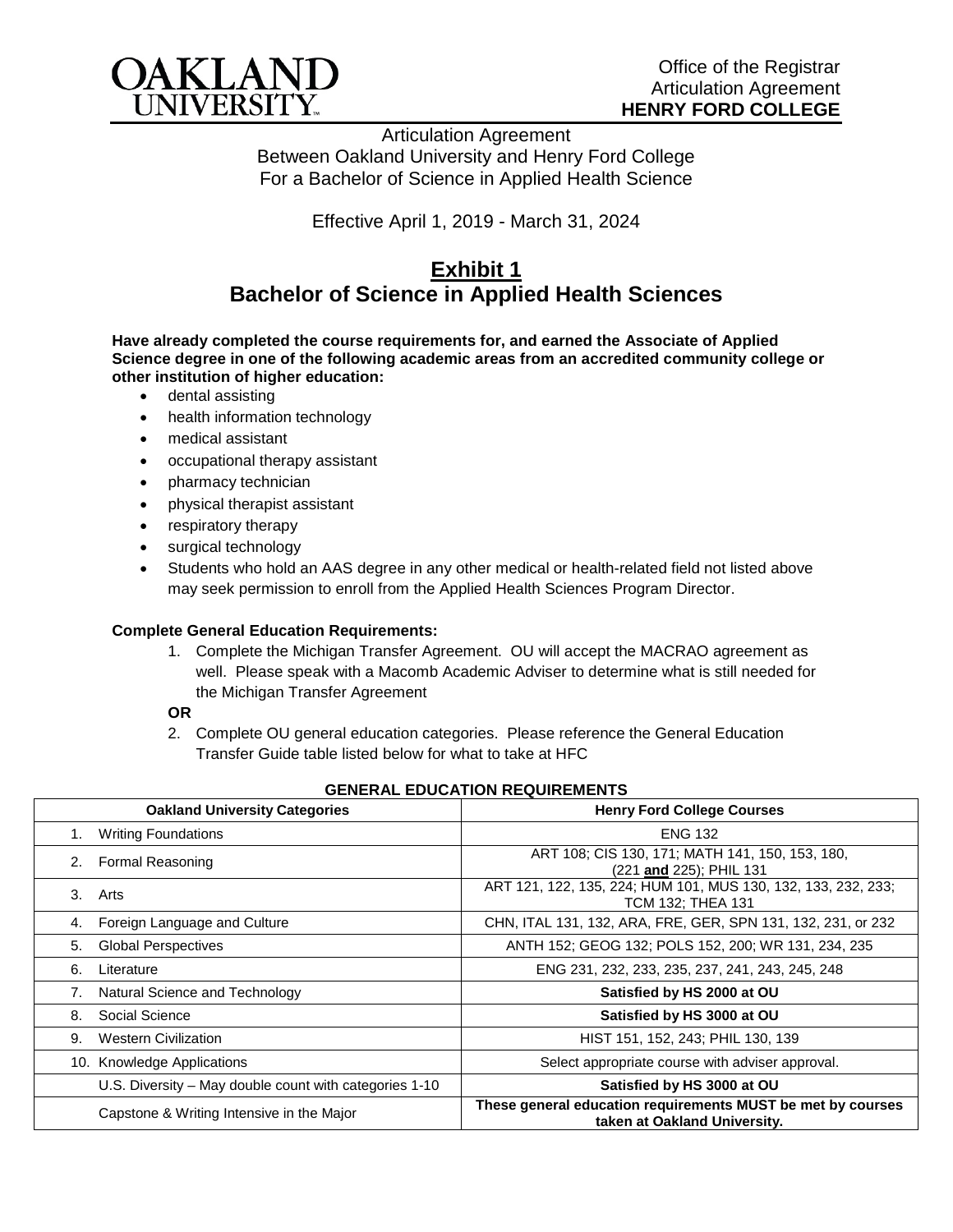OAKLAND UNIVERSITY

Office of the Registrar
Articulation Agreement
**HENRY FORD COLLEGE**

Articulation Agreement
Between Oakland University and Henry Ford College
For a Bachelor of Science in Applied Health Science

Effective April 1, 2019 - March 31, 2024

# Exhibit 1
## Bachelor of Science in Applied Health Sciences

**Have already completed the course requirements for, and earned the Associate of Applied Science degree in one of the following academic areas from an accredited community college or other institution of higher education:**

- dental assisting
- health information technology
- medical assistant
- occupational therapy assistant
- pharmacy technician
- physical therapist assistant
- respiratory therapy
- surgical technology
- Students who hold an AAS degree in any other medical or health-related field not listed above may seek permission to enroll from the Applied Health Sciences Program Director.

**Complete General Education Requirements:**

1. Complete the Michigan Transfer Agreement. OU will accept the MACRAO agreement as well. Please speak with a Macomb Academic Adviser to determine what is still needed for the Michigan Transfer Agreement

**OR**

2. Complete OU general education categories. Please reference the General Education Transfer Guide table listed below for what to take at HFC

**GENERAL EDUCATION REQUIREMENTS**

| Oakland University Categories | Henry Ford College Courses |
|---|---|
| 1. Writing Foundations | ENG 132 |
| 2. Formal Reasoning | ART 108; CIS 130, 171; MATH 141, 150, 153, 180, (221 **and** 225); PHIL 131 |
| 3. Arts | ART 121, 122, 135, 224; HUM 101, MUS 130, 132, 133, 232, 233; TCM 132; THEA 131 |
| 4. Foreign Language and Culture | CHN, ITAL 131, 132, ARA, FRE, GER, SPN 131, 132, 231, or 232 |
| 5. Global Perspectives | ANTH 152; GEOG 132; POLS 152, 200; WR 131, 234, 235 |
| 6. Literature | ENG 231, 232, 233, 235, 237, 241, 243, 245, 248 |
| 7. Natural Science and Technology | **Satisfied by HS 2000 at OU** |
| 8. Social Science | **Satisfied by HS 3000 at OU** |
| 9. Western Civilization | HIST 151, 152, 243; PHIL 130, 139 |
| 10. Knowledge Applications | Select appropriate course with adviser approval. |
| U.S. Diversity – May double count with categories 1-10 | **Satisfied by HS 3000 at OU** |
| Capstone & Writing Intensive in the Major | **These general education requirements MUST be met by courses taken at Oakland University.** |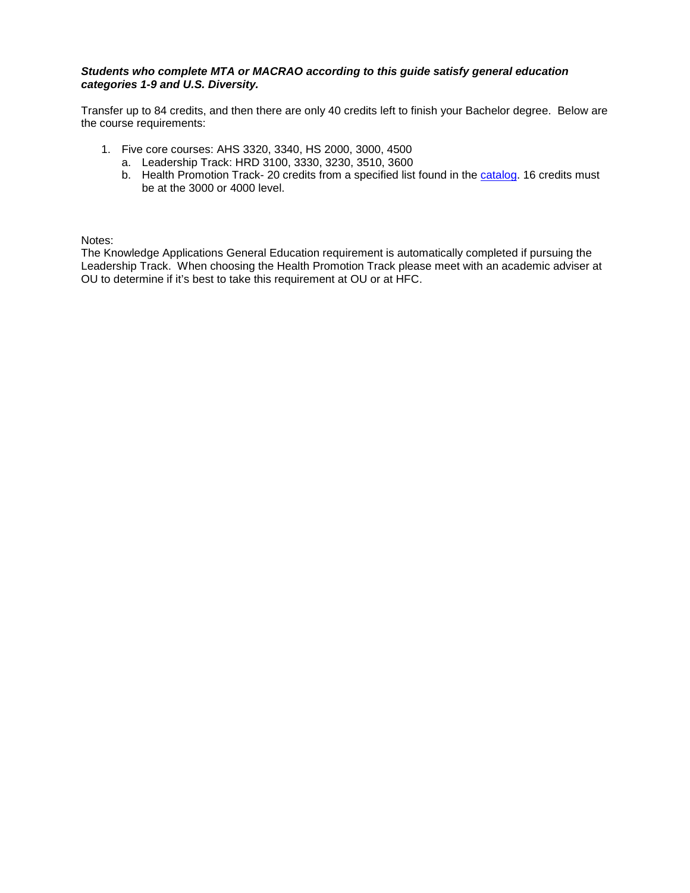***Students who complete MTA or MACRAO according to this guide satisfy general education categories 1-9 and U.S. Diversity.***

Transfer up to 84 credits, and then there are only 40 credits left to finish your Bachelor degree. Below are the course requirements:

1. Five core courses: AHS 3320, 3340, HS 2000, 3000, 4500
   a. Leadership Track: HRD 3100, 3330, 3230, 3510, 3600
   b. Health Promotion Track- 20 credits from a specified list found in the catalog. 16 credits must be at the 3000 or 4000 level.

Notes:
The Knowledge Applications General Education requirement is automatically completed if pursuing the Leadership Track. When choosing the Health Promotion Track please meet with an academic adviser at OU to determine if it's best to take this requirement at OU or at HFC.